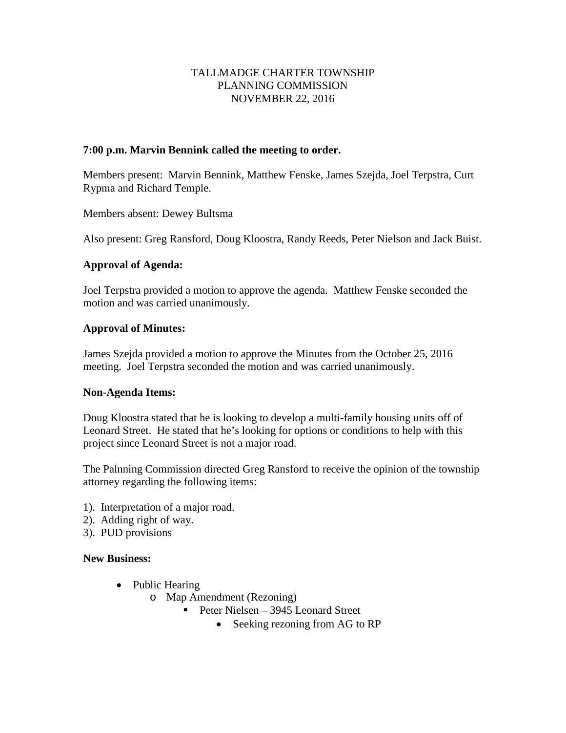TALLMADGE CHARTER TOWNSHIP
PLANNING COMMISSION
NOVEMBER 22, 2016

**7:00 p.m. Marvin Bennink called the meeting to order.**

Members present: Marvin Bennink, Matthew Fenske, James Szejda, Joel Terpstra, Curt Rypma and Richard Temple.

Members absent: Dewey Bultsma

Also present: Greg Ransford, Doug Kloostra, Randy Reeds, Peter Nielson and Jack Buist.

**Approval of Agenda:**

Joel Terpstra provided a motion to approve the agenda. Matthew Fenske seconded the motion and was carried unanimously.

**Approval of Minutes:**

James Szejda provided a motion to approve the Minutes from the October 25, 2016 meeting. Joel Terpstra seconded the motion and was carried unanimously.

**Non-Agenda Items:**

Doug Kloostra stated that he is looking to develop a multi-family housing units off of Leonard Street. He stated that he's looking for options or conditions to help with this project since Leonard Street is not a major road.

The Palnning Commission directed Greg Ransford to receive the opinion of the township attorney regarding the following items:

1). Interpretation of a major road.
2). Adding right of way.
3). PUD provisions

**New Business:**

- Public Hearing
  - Map Amendment (Rezoning)
    - Peter Nielsen – 3945 Leonard Street
      - Seeking rezoning from AG to RP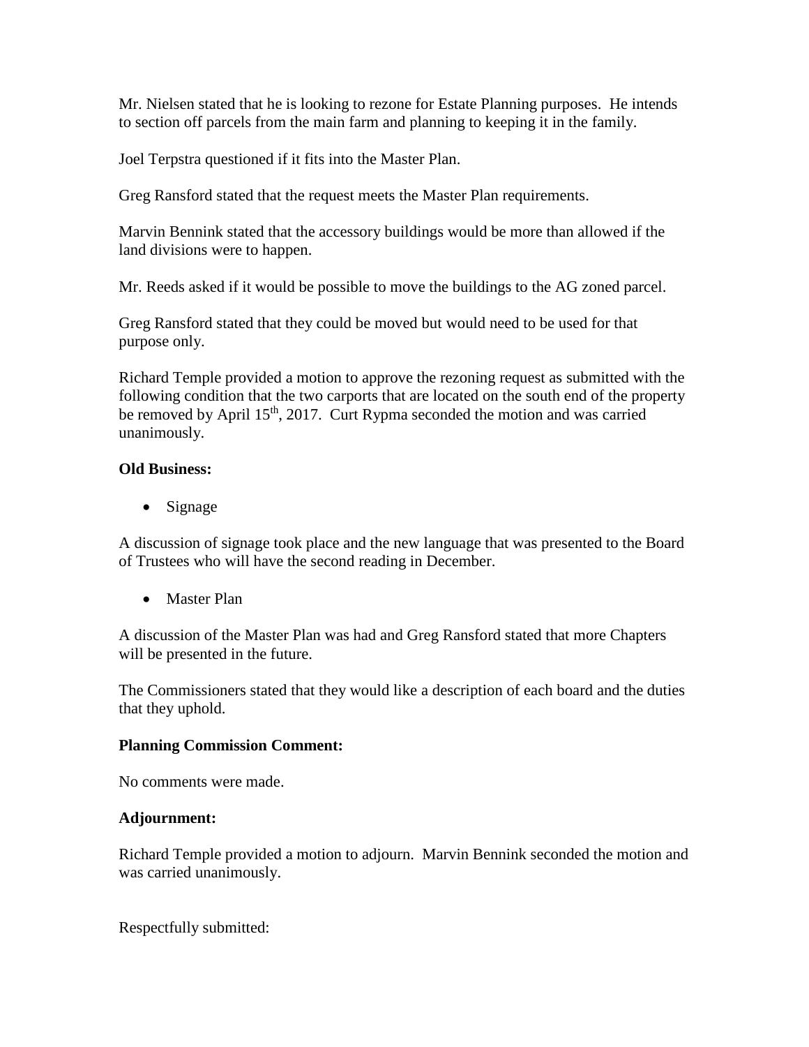Mr. Nielsen stated that he is looking to rezone for Estate Planning purposes. He intends to section off parcels from the main farm and planning to keeping it in the family.

Joel Terpstra questioned if it fits into the Master Plan.

Greg Ransford stated that the request meets the Master Plan requirements.

Marvin Bennink stated that the accessory buildings would be more than allowed if the land divisions were to happen.

Mr. Reeds asked if it would be possible to move the buildings to the AG zoned parcel.

Greg Ransford stated that they could be moved but would need to be used for that purpose only.

Richard Temple provided a motion to approve the rezoning request as submitted with the following condition that the two carports that are located on the south end of the property be removed by April 15th, 2017. Curt Rypma seconded the motion and was carried unanimously.

**Old Business:**

- Signage

A discussion of signage took place and the new language that was presented to the Board of Trustees who will have the second reading in December.

- Master Plan

A discussion of the Master Plan was had and Greg Ransford stated that more Chapters will be presented in the future.

The Commissioners stated that they would like a description of each board and the duties that they uphold.

**Planning Commission Comment:**

No comments were made.

**Adjournment:**

Richard Temple provided a motion to adjourn. Marvin Bennink seconded the motion and was carried unanimously.

Respectfully submitted: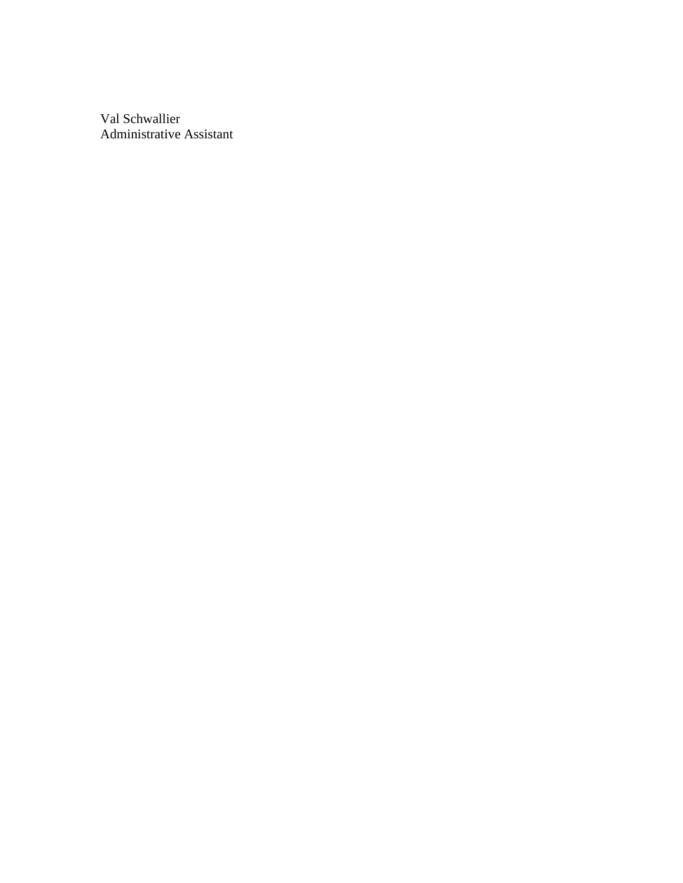Val Schwallier
Administrative Assistant